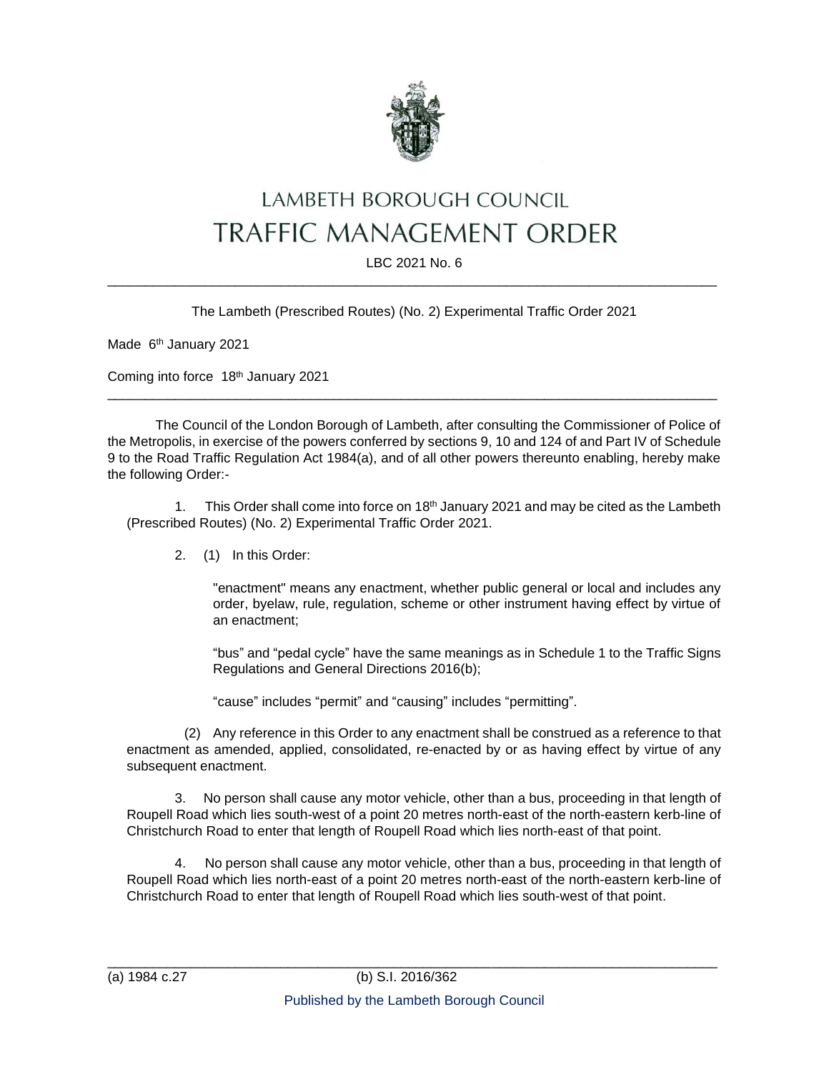# LAMBETH BOROUGH COUNCIL
# TRAFFIC MANAGEMENT ORDER

LBC 2021 No. 6

---

The Lambeth (Prescribed Routes) (No. 2) Experimental Traffic Order 2021

Made 6th January 2021

Coming into force 18th January 2021

---

The Council of the London Borough of Lambeth, after consulting the Commissioner of Police of the Metropolis, in exercise of the powers conferred by sections 9, 10 and 124 of and Part IV of Schedule 9 to the Road Traffic Regulation Act 1984(a), and of all other powers thereunto enabling, hereby make the following Order:-

1. This Order shall come into force on 18th January 2021 and may be cited as the Lambeth (Prescribed Routes) (No. 2) Experimental Traffic Order 2021.

2. (1) In this Order:

"enactment" means any enactment, whether public general or local and includes any order, byelaw, rule, regulation, scheme or other instrument having effect by virtue of an enactment;

"bus" and "pedal cycle" have the same meanings as in Schedule 1 to the Traffic Signs Regulations and General Directions 2016(b);

"cause" includes "permit" and "causing" includes "permitting".

(2) Any reference in this Order to any enactment shall be construed as a reference to that enactment as amended, applied, consolidated, re-enacted by or as having effect by virtue of any subsequent enactment.

3. No person shall cause any motor vehicle, other than a bus, proceeding in that length of Roupell Road which lies south-west of a point 20 metres north-east of the north-eastern kerb-line of Christchurch Road to enter that length of Roupell Road which lies north-east of that point.

4. No person shall cause any motor vehicle, other than a bus, proceeding in that length of Roupell Road which lies north-east of a point 20 metres north-east of the north-eastern kerb-line of Christchurch Road to enter that length of Roupell Road which lies south-west of that point.

---

(a) 1984 c.27 (b) S.I. 2016/362

Published by the Lambeth Borough Council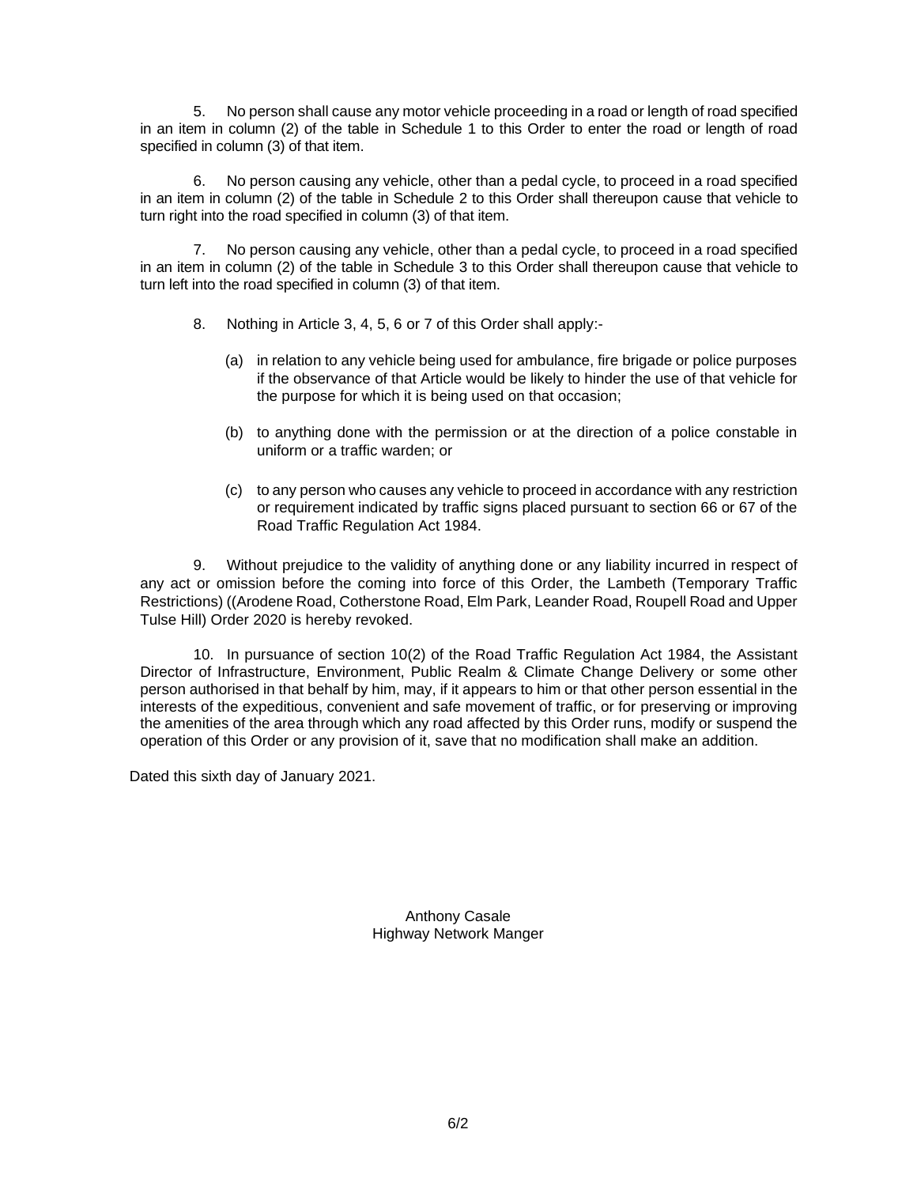5. No person shall cause any motor vehicle proceeding in a road or length of road specified in an item in column (2) of the table in Schedule 1 to this Order to enter the road or length of road specified in column (3) of that item.

6. No person causing any vehicle, other than a pedal cycle, to proceed in a road specified in an item in column (2) of the table in Schedule 2 to this Order shall thereupon cause that vehicle to turn right into the road specified in column (3) of that item.

7. No person causing any vehicle, other than a pedal cycle, to proceed in a road specified in an item in column (2) of the table in Schedule 3 to this Order shall thereupon cause that vehicle to turn left into the road specified in column (3) of that item.

8. Nothing in Article 3, 4, 5, 6 or 7 of this Order shall apply:-

(a) in relation to any vehicle being used for ambulance, fire brigade or police purposes if the observance of that Article would be likely to hinder the use of that vehicle for the purpose for which it is being used on that occasion;

(b) to anything done with the permission or at the direction of a police constable in uniform or a traffic warden; or

(c) to any person who causes any vehicle to proceed in accordance with any restriction or requirement indicated by traffic signs placed pursuant to section 66 or 67 of the Road Traffic Regulation Act 1984.

9. Without prejudice to the validity of anything done or any liability incurred in respect of any act or omission before the coming into force of this Order, the Lambeth (Temporary Traffic Restrictions) ((Arodene Road, Cotherstone Road, Elm Park, Leander Road, Roupell Road and Upper Tulse Hill) Order 2020 is hereby revoked.

10. In pursuance of section 10(2) of the Road Traffic Regulation Act 1984, the Assistant Director of Infrastructure, Environment, Public Realm & Climate Change Delivery or some other person authorised in that behalf by him, may, if it appears to him or that other person essential in the interests of the expeditious, convenient and safe movement of traffic, or for preserving or improving the amenities of the area through which any road affected by this Order runs, modify or suspend the operation of this Order or any provision of it, save that no modification shall make an addition.

Dated this sixth day of January 2021.

Anthony Casale
Highway Network Manger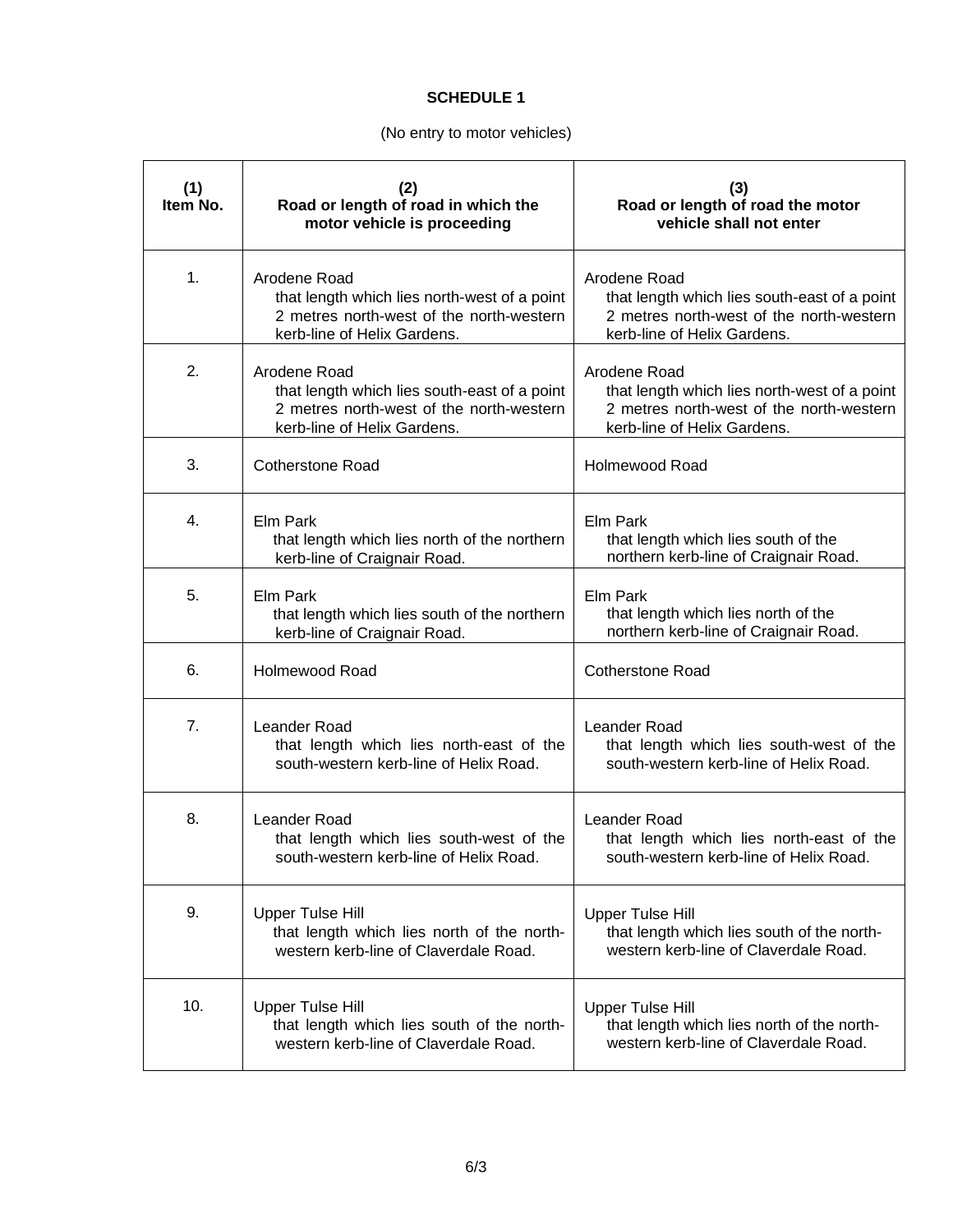**SCHEDULE 1**

(No entry to motor vehicles)

| (1) Item No. | (2) Road or length of road in which the motor vehicle is proceeding | (3) Road or length of road the motor vehicle shall not enter |
|---|---|---|
| 1. | Arodene Road that length which lies north-west of a point 2 metres north-west of the north-western kerb-line of Helix Gardens. | Arodene Road that length which lies south-east of a point 2 metres north-west of the north-western kerb-line of Helix Gardens. |
| 2. | Arodene Road that length which lies south-east of a point 2 metres north-west of the north-western kerb-line of Helix Gardens. | Arodene Road that length which lies north-west of a point 2 metres north-west of the north-western kerb-line of Helix Gardens. |
| 3. | Cotherstone Road | Holmewood Road |
| 4. | Elm Park that length which lies north of the northern kerb-line of Craignair Road. | Elm Park that length which lies south of the northern kerb-line of Craignair Road. |
| 5. | Elm Park that length which lies south of the northern kerb-line of Craignair Road. | Elm Park that length which lies north of the northern kerb-line of Craignair Road. |
| 6. | Holmewood Road | Cotherstone Road |
| 7. | Leander Road that length which lies north-east of the south-western kerb-line of Helix Road. | Leander Road that length which lies south-west of the south-western kerb-line of Helix Road. |
| 8. | Leander Road that length which lies south-west of the south-western kerb-line of Helix Road. | Leander Road that length which lies north-east of the south-western kerb-line of Helix Road. |
| 9. | Upper Tulse Hill that length which lies north of the north-western kerb-line of Claverdale Road. | Upper Tulse Hill that length which lies south of the north-western kerb-line of Claverdale Road. |
| 10. | Upper Tulse Hill that length which lies south of the north-western kerb-line of Claverdale Road. | Upper Tulse Hill that length which lies north of the north-western kerb-line of Claverdale Road. |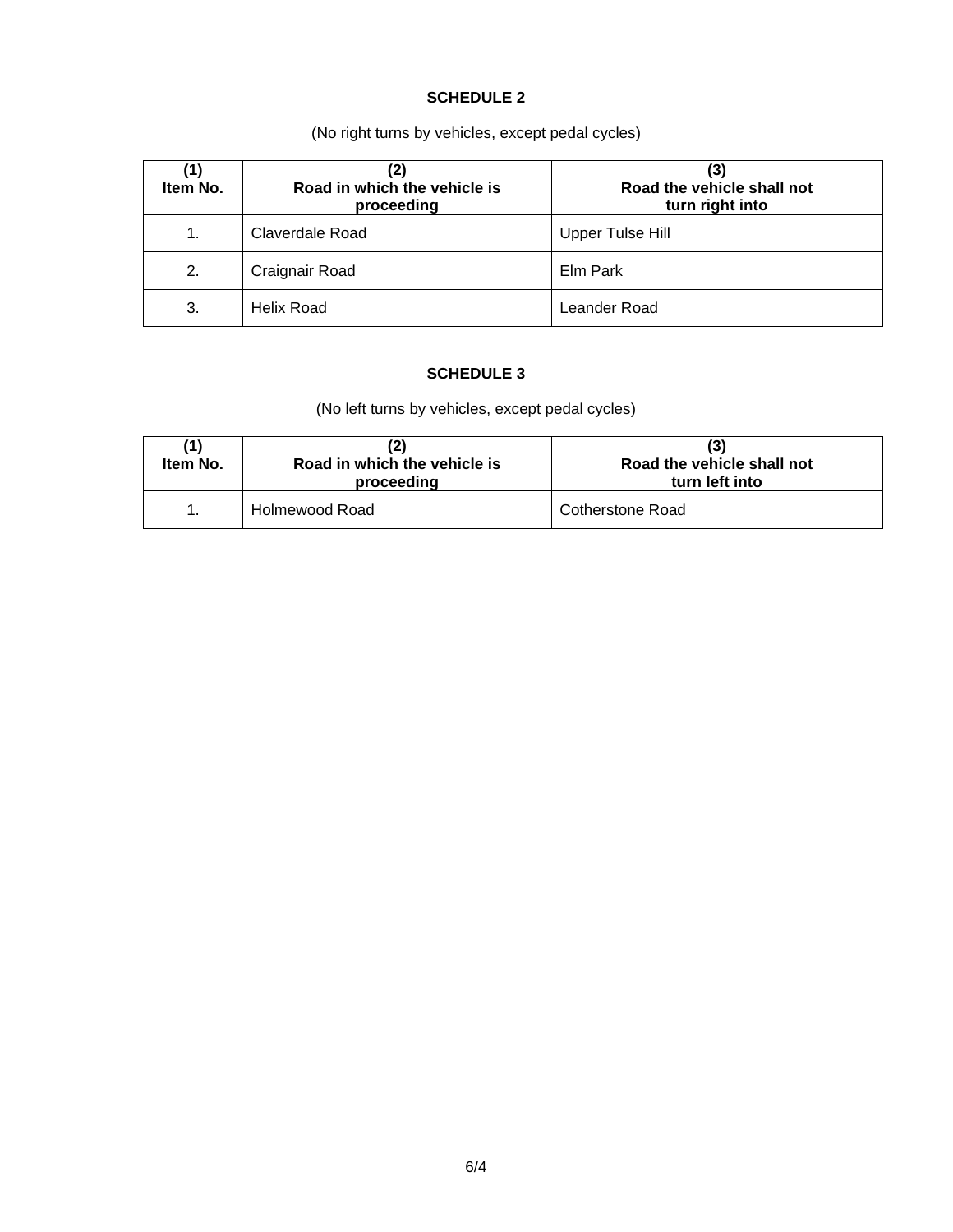## SCHEDULE 2

(No right turns by vehicles, except pedal cycles)

| (1) Item No. | (2) Road in which the vehicle is proceeding | (3) Road the vehicle shall not turn right into |
|---|---|---|
| 1. | Claverdale Road | Upper Tulse Hill |
| 2. | Craignair Road | Elm Park |
| 3. | Helix Road | Leander Road |

## SCHEDULE 3

(No left turns by vehicles, except pedal cycles)

| (1) Item No. | (2) Road in which the vehicle is proceeding | (3) Road the vehicle shall not turn left into |
|---|---|---|
| 1. | Holmewood Road | Cotherstone Road |